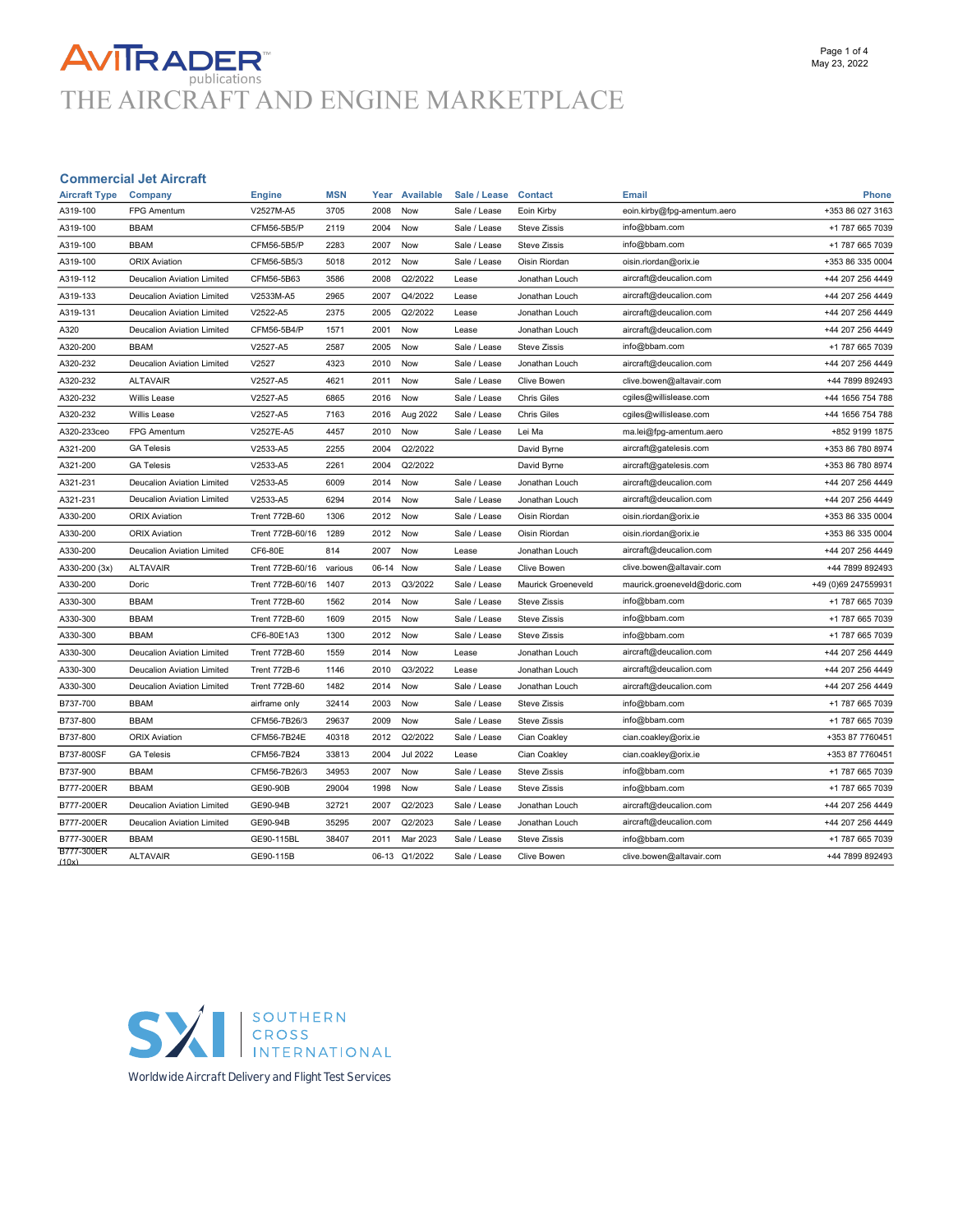# AVITRADER publications
# THE AIRCRAFT AND ENGINE MARKETPLACE

May 23, 2022

## Commercial Jet Aircraft

| Aircraft Type | Company | Engine | MSN | Year | Available | Sale / Lease | Contact | Email | Phone |
|---|---|---|---|---|---|---|---|---|---|
| A319-100 | FPG Amentum | V2527M-A5 | 3705 | 2008 | Now | Sale / Lease | Eoin Kirby | eoin.kirby@fpg-amentum.aero | +353 86 027 3163 |
| A319-100 | BBAM | CFM56-5B5/P | 2119 | 2004 | Now | Sale / Lease | Steve Zissis | info@bbam.com | +1 787 665 7039 |
| A319-100 | BBAM | CFM56-5B5/P | 2283 | 2007 | Now | Sale / Lease | Steve Zissis | info@bbam.com | +1 787 665 7039 |
| A319-100 | ORIX Aviation | CFM56-5B5/3 | 5018 | 2012 | Now | Sale / Lease | Oisin Riordan | oisin.riordan@orix.ie | +353 86 335 0004 |
| A319-112 | Deucalion Aviation Limited | CFM56-5B63 | 3586 | 2008 | Q2/2022 | Lease | Jonathan Louch | aircraft@deucalion.com | +44 207 256 4449 |
| A319-133 | Deucalion Aviation Limited | V2533M-A5 | 2965 | 2007 | Q4/2022 | Lease | Jonathan Louch | aircraft@deucalion.com | +44 207 256 4449 |
| A319-131 | Deucalion Aviation Limited | V2522-A5 | 2375 | 2005 | Q2/2022 | Lease | Jonathan Louch | aircraft@deucalion.com | +44 207 256 4449 |
| A320 | Deucalion Aviation Limited | CFM56-5B4/P | 1571 | 2001 | Now | Lease | Jonathan Louch | aircraft@deucalion.com | +44 207 256 4449 |
| A320-200 | BBAM | V2527-A5 | 2587 | 2005 | Now | Sale / Lease | Steve Zissis | info@bbam.com | +1 787 665 7039 |
| A320-232 | Deucalion Aviation Limited | V2527 | 4323 | 2010 | Now | Sale / Lease | Jonathan Louch | aircraft@deucalion.com | +44 207 256 4449 |
| A320-232 | ALTAVAIR | V2527-A5 | 4621 | 2011 | Now | Sale / Lease | Clive Bowen | clive.bowen@altavair.com | +44 7899 892493 |
| A320-232 | Willis Lease | V2527-A5 | 6865 | 2016 | Now | Sale / Lease | Chris Giles | cgiles@willislease.com | +44 1656 754 788 |
| A320-232 | Willis Lease | V2527-A5 | 7163 | 2016 | Aug 2022 | Sale / Lease | Chris Giles | cgiles@willislease.com | +44 1656 754 788 |
| A320-233ceo | FPG Amentum | V2527E-A5 | 4457 | 2010 | Now | Sale / Lease | Lei Ma | ma.lei@fpg-amentum.aero | +852 9199 1875 |
| A321-200 | GA Telesis | V2533-A5 | 2255 | 2004 | Q2/2022 | | David Byrne | aircraft@gatelesis.com | +353 86 780 8974 |
| A321-200 | GA Telesis | V2533-A5 | 2261 | 2004 | Q2/2022 | | David Byrne | aircraft@gatelesis.com | +353 86 780 8974 |
| A321-231 | Deucalion Aviation Limited | V2533-A5 | 6009 | 2014 | Now | Sale / Lease | Jonathan Louch | aircraft@deucalion.com | +44 207 256 4449 |
| A321-231 | Deucalion Aviation Limited | V2533-A5 | 6294 | 2014 | Now | Sale / Lease | Jonathan Louch | aircraft@deucalion.com | +44 207 256 4449 |
| A330-200 | ORIX Aviation | Trent 772B-60 | 1306 | 2012 | Now | Sale / Lease | Oisin Riordan | oisin.riordan@orix.ie | +353 86 335 0004 |
| A330-200 | ORIX Aviation | Trent 772B-60/16 | 1289 | 2012 | Now | Sale / Lease | Oisin Riordan | oisin.riordan@orix.ie | +353 86 335 0004 |
| A330-200 | Deucalion Aviation Limited | CF6-80E | 814 | 2007 | Now | Lease | Jonathan Louch | aircraft@deucalion.com | +44 207 256 4449 |
| A330-200 (3x) | ALTAVAIR | Trent 772B-60/16 | various | 06-14 | Now | Sale / Lease | Clive Bowen | clive.bowen@altavair.com | +44 7899 892493 |
| A330-200 | Doric | Trent 772B-60/16 | 1407 | 2013 | Q3/2022 | Sale / Lease | Maurick Groeneveld | maurick.groeneveld@doric.com | +49 (0)69 247559931 |
| A330-300 | BBAM | Trent 772B-60 | 1562 | 2014 | Now | Sale / Lease | Steve Zissis | info@bbam.com | +1 787 665 7039 |
| A330-300 | BBAM | Trent 772B-60 | 1609 | 2015 | Now | Sale / Lease | Steve Zissis | info@bbam.com | +1 787 665 7039 |
| A330-300 | BBAM | CF6-80E1A3 | 1300 | 2012 | Now | Sale / Lease | Steve Zissis | info@bbam.com | +1 787 665 7039 |
| A330-300 | Deucalion Aviation Limited | Trent 772B-60 | 1559 | 2014 | Now | Lease | Jonathan Louch | aircraft@deucalion.com | +44 207 256 4449 |
| A330-300 | Deucalion Aviation Limited | Trent 772B-6 | 1146 | 2010 | Q3/2022 | Lease | Jonathan Louch | aircraft@deucalion.com | +44 207 256 4449 |
| A330-300 | Deucalion Aviation Limited | Trent 772B-60 | 1482 | 2014 | Now | Sale / Lease | Jonathan Louch | aircraft@deucalion.com | +44 207 256 4449 |
| B737-700 | BBAM | airframe only | 32414 | 2003 | Now | Sale / Lease | Steve Zissis | info@bbam.com | +1 787 665 7039 |
| B737-800 | BBAM | CFM56-7B26/3 | 29637 | 2009 | Now | Sale / Lease | Steve Zissis | info@bbam.com | +1 787 665 7039 |
| B737-800 | ORIX Aviation | CFM56-7B24E | 40318 | 2012 | Q2/2022 | Sale / Lease | Cian Coakley | cian.coakley@orix.ie | +353 87 7760451 |
| B737-800SF | GA Telesis | CFM56-7B24 | 33813 | 2004 | Jul 2022 | Lease | Cian Coakley | cian.coakley@orix.ie | +353 87 7760451 |
| B737-900 | BBAM | CFM56-7B26/3 | 34953 | 2007 | Now | Sale / Lease | Steve Zissis | info@bbam.com | +1 787 665 7039 |
| B777-200ER | BBAM | GE90-90B | 29004 | 1998 | Now | Sale / Lease | Steve Zissis | info@bbam.com | +1 787 665 7039 |
| B777-200ER | Deucalion Aviation Limited | GE90-94B | 32721 | 2007 | Q2/2023 | Sale / Lease | Jonathan Louch | aircraft@deucalion.com | +44 207 256 4449 |
| B777-200ER | Deucalion Aviation Limited | GE90-94B | 35295 | 2007 | Q2/2023 | Sale / Lease | Jonathan Louch | aircraft@deucalion.com | +44 207 256 4449 |
| B777-300ER | BBAM | GE90-115BL | 38407 | 2011 | Mar 2023 | Sale / Lease | Steve Zissis | info@bbam.com | +1 787 665 7039 |
| B777-300ER (10x) | ALTAVAIR | GE90-115B | | 06-13 | Q1/2022 | Sale / Lease | Clive Bowen | clive.bowen@altavair.com | +44 7899 892493 |

SXI SOUTHERN CROSS INTERNATIONAL

Worldwide Aircraft Delivery and Flight Test Services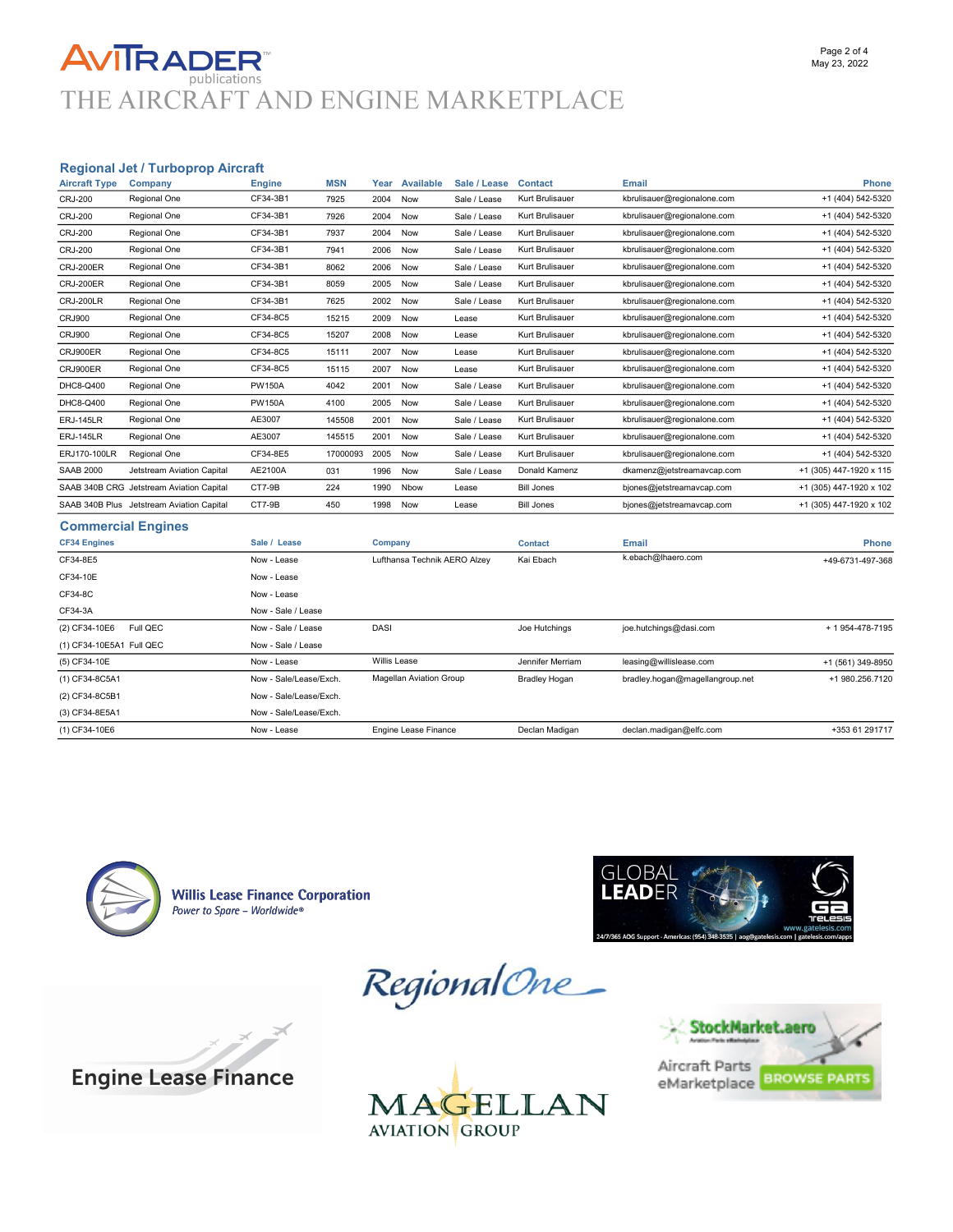## Regional Jet / Turboprop Aircraft

| Aircraft Type | Company | Engine | MSN | Year | Available | Sale / Lease | Contact | Email | Phone |
|---|---|---|---|---|---|---|---|---|---|
| CRJ-200 | Regional One | CF34-3B1 | 7925 | 2004 | Now | Sale / Lease | Kurt Brulisauer | kbrulisauer@regionalone.com | +1 (404) 542-5320 |
| CRJ-200 | Regional One | CF34-3B1 | 7926 | 2004 | Now | Sale / Lease | Kurt Brulisauer | kbrulisauer@regionalone.com | +1 (404) 542-5320 |
| CRJ-200 | Regional One | CF34-3B1 | 7937 | 2004 | Now | Sale / Lease | Kurt Brulisauer | kbrulisauer@regionalone.com | +1 (404) 542-5320 |
| CRJ-200 | Regional One | CF34-3B1 | 7941 | 2006 | Now | Sale / Lease | Kurt Brulisauer | kbrulisauer@regionalone.com | +1 (404) 542-5320 |
| CRJ-200ER | Regional One | CF34-3B1 | 8062 | 2006 | Now | Sale / Lease | Kurt Brulisauer | kbrulisauer@regionalone.com | +1 (404) 542-5320 |
| CRJ-200ER | Regional One | CF34-3B1 | 8059 | 2005 | Now | Sale / Lease | Kurt Brulisauer | kbrulisauer@regionalone.com | +1 (404) 542-5320 |
| CRJ-200LR | Regional One | CF34-3B1 | 7625 | 2002 | Now | Sale / Lease | Kurt Brulisauer | kbrulisauer@regionalone.com | +1 (404) 542-5320 |
| CRJ900 | Regional One | CF34-8C5 | 15215 | 2009 | Now | Lease | Kurt Brulisauer | kbrulisauer@regionalone.com | +1 (404) 542-5320 |
| CRJ900 | Regional One | CF34-8C5 | 15207 | 2008 | Now | Lease | Kurt Brulisauer | kbrulisauer@regionalone.com | +1 (404) 542-5320 |
| CRJ900ER | Regional One | CF34-8C5 | 15111 | 2007 | Now | Lease | Kurt Brulisauer | kbrulisauer@regionalone.com | +1 (404) 542-5320 |
| CRJ900ER | Regional One | CF34-8C5 | 15115 | 2007 | Now | Lease | Kurt Brulisauer | kbrulisauer@regionalone.com | +1 (404) 542-5320 |
| DHC8-Q400 | Regional One | PW150A | 4042 | 2001 | Now | Sale / Lease | Kurt Brulisauer | kbrulisauer@regionalone.com | +1 (404) 542-5320 |
| DHC8-Q400 | Regional One | PW150A | 4100 | 2005 | Now | Sale / Lease | Kurt Brulisauer | kbrulisauer@regionalone.com | +1 (404) 542-5320 |
| ERJ-145LR | Regional One | AE3007 | 145508 | 2001 | Now | Sale / Lease | Kurt Brulisauer | kbrulisauer@regionalone.com | +1 (404) 542-5320 |
| ERJ-145LR | Regional One | AE3007 | 145515 | 2001 | Now | Sale / Lease | Kurt Brulisauer | kbrulisauer@regionalone.com | +1 (404) 542-5320 |
| ERJ170-100LR | Regional One | CF34-8E5 | 17000093 | 2005 | Now | Sale / Lease | Kurt Brulisauer | kbrulisauer@regionalone.com | +1 (404) 542-5320 |
| SAAB 2000 | Jetstream Aviation Capital | AE2100A | 031 | 1996 | Now | Sale / Lease | Donald Kamenz | dkamenz@jetstreamavcap.com | +1 (305) 447-1920 x 115 |
| SAAB 340B CRG | Jetstream Aviation Capital | CT7-9B | 224 | 1990 | Nbow | Lease | Bill Jones | bjones@jetstreamavcap.com | +1 (305) 447-1920 x 102 |
| SAAB 340B Plus | Jetstream Aviation Capital | CT7-9B | 450 | 1998 | Now | Lease | Bill Jones | bjones@jetstreamavcap.com | +1 (305) 447-1920 x 102 |

## Commercial Engines

| CF34 Engines | Sale / Lease | Company | Contact | Email | Phone |
|---|---|---|---|---|---|
| CF34-8E5 | Now - Lease | Lufthansa Technik AERO Alzey | Kai Ebach | k.ebach@lhaero.com | +49-6731-497-368 |
| CF34-10E | Now - Lease | | | | |
| CF34-8C | Now - Lease | | | | |
| CF34-3A | Now - Sale / Lease | | | | |
| (2) CF34-10E6 Full QEC | Now - Sale / Lease | DASI | Joe Hutchings | joe.hutchings@dasi.com | + 1 954-478-7195 |
| (1) CF34-10E5A1 Full QEC | Now - Sale / Lease | | | | |
| (5) CF34-10E | Now - Lease | Willis Lease | Jennifer Merriam | leasing@willislease.com | +1 (561) 349-8950 |
| (1) CF34-8C5A1 | Now - Sale/Lease/Exch. | Magellan Aviation Group | Bradley Hogan | bradley.hogan@magellangroup.net | +1 980.256.7120 |
| (2) CF34-8C5B1 | Now - Sale/Lease/Exch. | | | | |
| (3) CF34-8E5A1 | Now - Sale/Lease/Exch. | | | | |
| (1) CF34-10E6 | Now - Lease | Engine Lease Finance | Declan Madigan | declan.madigan@elfc.com | +353 61 291717 |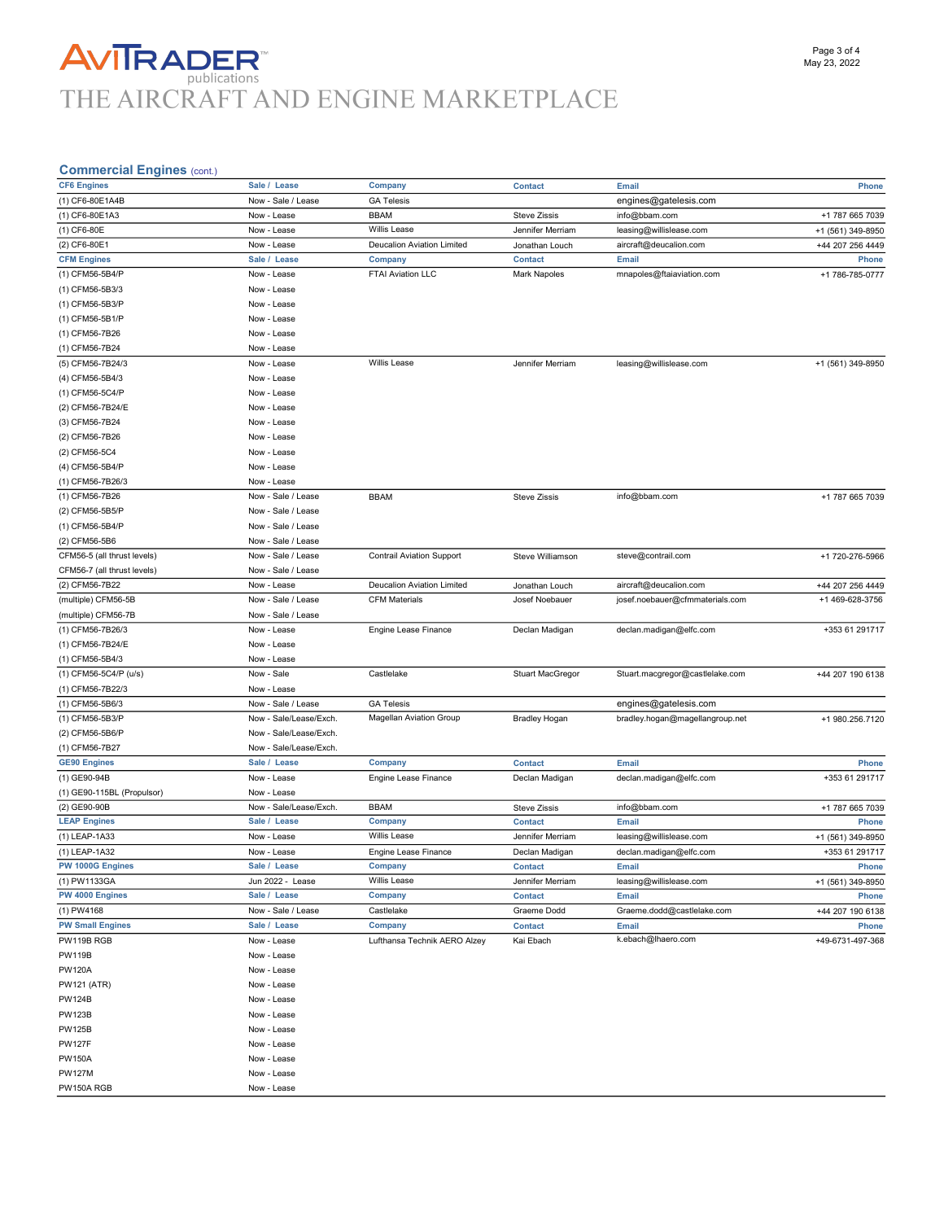## Commercial Engines (cont.)

| CF6 Engines | Sale / Lease | Company | Contact | Email | Phone |
|---|---|---|---|---|---|
| (1) CF6-80E1A4B | Now - Sale / Lease | GA Telesis | | engines@gatelesis.com | |
| (1) CF6-80E1A3 | Now - Lease | BBAM | Steve Zissis | info@bbam.com | +1 787 665 7039 |
| (1) CF6-80E | Now - Lease | Willis Lease | Jennifer Merriam | leasing@willislease.com | +1 (561) 349-8950 |
| (2) CF6-80E1 | Now - Lease | Deucalion Aviation Limited | Jonathan Louch | aircraft@deucalion.com | +44 207 256 4449 |
| **CFM Engines** | **Sale / Lease** | **Company** | **Contact** | **Email** | **Phone** |
| (1) CFM56-5B4/P | Now - Lease | FTAI Aviation LLC | Mark Napoles | mnapoles@ftaiaviation.com | +1 786-785-0777 |
| (1) CFM56-5B3/3 | Now - Lease | | | | |
| (1) CFM56-5B3/P | Now - Lease | | | | |
| (1) CFM56-5B1/P | Now - Lease | | | | |
| (1) CFM56-7B26 | Now - Lease | | | | |
| (1) CFM56-7B24 | Now - Lease | | | | |
| (5) CFM56-7B24/3 | Now - Lease | Willis Lease | Jennifer Merriam | leasing@willislease.com | +1 (561) 349-8950 |
| (4) CFM56-5B4/3 | Now - Lease | | | | |
| (1) CFM56-5C4/P | Now - Lease | | | | |
| (2) CFM56-7B24/E | Now - Lease | | | | |
| (3) CFM56-7B24 | Now - Lease | | | | |
| (2) CFM56-7B26 | Now - Lease | | | | |
| (2) CFM56-5C4 | Now - Lease | | | | |
| (4) CFM56-5B4/P | Now - Lease | | | | |
| (1) CFM56-7B26/3 | Now - Lease | | | | |
| (1) CFM56-7B26 | Now - Sale / Lease | BBAM | Steve Zissis | info@bbam.com | +1 787 665 7039 |
| (2) CFM56-5B5/P | Now - Sale / Lease | | | | |
| (1) CFM56-5B4/P | Now - Sale / Lease | | | | |
| (2) CFM56-5B6 | Now - Sale / Lease | | | | |
| CFM56-5 (all thrust levels) | Now - Sale / Lease | Contrail Aviation Support | Steve Williamson | steve@contrail.com | +1 720-276-5966 |
| CFM56-7 (all thrust levels) | Now - Sale / Lease | | | | |
| (2) CFM56-7B22 | Now - Lease | Deucalion Aviation Limited | Jonathan Louch | aircraft@deucalion.com | +44 207 256 4449 |
| (multiple) CFM56-5B | Now - Sale / Lease | CFM Materials | Josef Noebauer | josef.noebauer@cfmmaterials.com | +1 469-628-3756 |
| (multiple) CFM56-7B | Now - Sale / Lease | | | | |
| (1) CFM56-7B26/3 | Now - Lease | Engine Lease Finance | Declan Madigan | declan.madigan@elfc.com | +353 61 291717 |
| (1) CFM56-7B24/E | Now - Lease | | | | |
| (1) CFM56-5B4/3 | Now - Lease | | | | |
| (1) CFM56-5C4/P (u/s) | Now - Sale | Castlelake | Stuart MacGregor | Stuart.macgregor@castlelake.com | +44 207 190 6138 |
| (1) CFM56-7B22/3 | Now - Lease | | | | |
| (1) CFM56-5B6/3 | Now - Sale / Lease | GA Telesis | | engines@gatelesis.com | |
| (1) CFM56-5B3/P | Now - Sale/Lease/Exch. | Magellan Aviation Group | Bradley Hogan | bradley.hogan@magellangroup.net | +1 980.256.7120 |
| (2) CFM56-5B6/P | Now - Sale/Lease/Exch. | | | | |
| (1) CFM56-7B27 | Now - Sale/Lease/Exch. | | | | |
| **GE90 Engines** | **Sale / Lease** | **Company** | **Contact** | **Email** | **Phone** |
| (1) GE90-94B | Now - Lease | Engine Lease Finance | Declan Madigan | declan.madigan@elfc.com | +353 61 291717 |
| (1) GE90-115BL (Propulsor) | Now - Lease | | | | |
| (2) GE90-90B | Now - Sale/Lease/Exch. | BBAM | Steve Zissis | info@bbam.com | +1 787 665 7039 |
| **LEAP Engines** | **Sale / Lease** | **Company** | **Contact** | **Email** | **Phone** |
| (1) LEAP-1A33 | Now - Lease | Willis Lease | Jennifer Merriam | leasing@willislease.com | +1 (561) 349-8950 |
| (1) LEAP-1A32 | Now - Lease | Engine Lease Finance | Declan Madigan | declan.madigan@elfc.com | +353 61 291717 |
| **PW 1000G Engines** | **Sale / Lease** | **Company** | **Contact** | **Email** | **Phone** |
| (1) PW1133GA | Jun 2022 - Lease | Willis Lease | Jennifer Merriam | leasing@willislease.com | +1 (561) 349-8950 |
| **PW 4000 Engines** | **Sale / Lease** | **Company** | **Contact** | **Email** | **Phone** |
| (1) PW4168 | Now - Sale / Lease | Castlelake | Graeme Dodd | Graeme.dodd@castlelake.com | +44 207 190 6138 |
| **PW Small Engines** | **Sale / Lease** | **Company** | **Contact** | **Email** | **Phone** |
| PW119B RGB | Now - Lease | Lufthansa Technik AERO Alzey | Kai Ebach | k.ebach@lhaero.com | +49-6731-497-368 |
| PW119B | Now - Lease | | | | |
| PW120A | Now - Lease | | | | |
| PW121 (ATR) | Now - Lease | | | | |
| PW124B | Now - Lease | | | | |
| PW123B | Now - Lease | | | | |
| PW125B | Now - Lease | | | | |
| PW127F | Now - Lease | | | | |
| PW150A | Now - Lease | | | | |
| PW127M | Now - Lease | | | | |
| PW150A RGB | Now - Lease | | | | |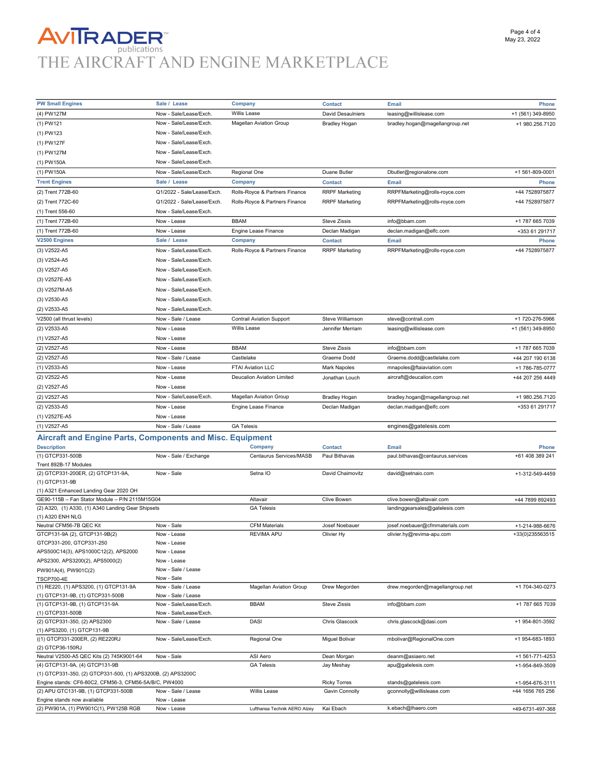# AVITRADER publications

THE AIRCRAFT AND ENGINE MARKETPLACE

| PW Small Engines | Sale / Lease | Company | Contact | Email | Phone |
|---|---|---|---|---|---|
| (4) PW127M | Now - Sale/Lease/Exch. | Willis Lease | David Desaulniers | leasing@willislease.com | +1 (561) 349-8950 |
| (1) PW121 | Now - Sale/Lease/Exch. | Magellan Aviation Group | Bradley Hogan | bradley.hogan@magellangroup.net | +1 980.256.7120 |
| (1) PW123 | Now - Sale/Lease/Exch. | | | | |
| (1) PW127F | Now - Sale/Lease/Exch. | | | | |
| (1) PW127M | Now - Sale/Lease/Exch. | | | | |
| (1) PW150A | Now - Sale/Lease/Exch. | | | | |
| (1) PW150A | Now - Sale/Lease/Exch. | Regional One | Duane Butler | Dbutler@regionalone.com | +1 561-809-0001 |

| Trent Engines | Sale / Lease | Company | Contact | Email | Phone |
|---|---|---|---|---|---|
| (2) Trent 772B-60 | Q1/2022 - Sale/Lease/Exch. | Rolls-Royce & Partners Finance | RRPF Marketing | RRPFMarketing@rolls-royce.com | +44 7528975877 |
| (2) Trent 772C-60 | Q1/2022 - Sale/Lease/Exch. | Rolls-Royce & Partners Finance | RRPF Marketing | RRPFMarketing@rolls-royce.com | +44 7528975877 |
| (1) Trent 556-60 | Now - Sale/Lease/Exch. | | | | |
| (1) Trent 772B-60 | Now - Lease | BBAM | Steve Zissis | info@bbam.com | +1 787 665 7039 |
| (1) Trent 772B-60 | Now - Lease | Engine Lease Finance | Declan Madigan | declan.madigan@elfc.com | +353 61 291717 |

| V2500 Engines | Sale / Lease | Company | Contact | Email | Phone |
|---|---|---|---|---|---|
| (3) V2522-A5 | Now - Sale/Lease/Exch. | Rolls-Royce & Partners Finance | RRPF Marketing | RRPFMarketing@rolls-royce.com | +44 7528975877 |
| (3) V2524-A5 | Now - Sale/Lease/Exch. | | | | |
| (3) V2527-A5 | Now - Sale/Lease/Exch. | | | | |
| (3) V2527E-A5 | Now - Sale/Lease/Exch. | | | | |
| (3) V2527M-A5 | Now - Sale/Lease/Exch. | | | | |
| (3) V2530-A5 | Now - Sale/Lease/Exch. | | | | |
| (2) V2533-A5 | Now - Sale/Lease/Exch. | | | | |
| V2500 (all thrust levels) | Now - Sale / Lease | Contrail Aviation Support | Steve Williamson | steve@contrail.com | +1 720-276-5966 |
| (2) V2533-A5 | Now - Lease | Willis Lease | Jennifer Merriam | leasing@willislease.com | +1 (561) 349-8950 |
| (1) V2527-A5 | Now - Lease | | | | |
| (2) V2527-A5 | Now - Lease | BBAM | Steve Zissis | info@bbam.com | +1 787 665 7039 |
| (2) V2527-A5 | Now - Sale / Lease | Castlelake | Graeme Dodd | Graeme.dodd@castlelake.com | +44 207 190 6138 |
| (1) V2533-A5 | Now - Lease | FTAI Aviation LLC | Mark Napoles | mnapoles@ftaiaviation.com | +1 786-785-0777 |
| (2) V2522-A5 | Now - Lease | Deucalion Aviation Limited | Jonathan Louch | aircraft@deucalion.com | +44 207 256 4449 |
| (2) V2527-A5 | Now - Lease | | | | |
| (2) V2527-A5 | Now - Sale/Lease/Exch. | Magellan Aviation Group | Bradley Hogan | bradley.hogan@magellangroup.net | +1 980.256.7120 |
| (2) V2533-A5 | Now - Lease | Engine Lease Finance | Declan Madigan | declan.madigan@elfc.com | +353 61 291717 |
| (1) V2527E-A5 | Now - Lease | | | | |
| (1) V2527-A5 | Now - Sale / Lease | GA Telesis | | engines@gatelesis.com | |

## Aircraft and Engine Parts, Components and Misc. Equipment

| Description | | Company | Contact | Email | Phone |
|---|---|---|---|---|---|
| (1) GTCP331-500B | Now - Sale / Exchange | Centaurus Services/MASB | Paul Bithavas | paul.bithavas@centaurus.services | +61 408 389 241 |
| Trent 892B-17 Modules | | | | | |
| (2) GTCP331-200ER, (2) GTCP131-9A, | Now - Sale | Setna IO | David Chaimovitz | david@setnaio.com | +1-312-549-4459 |
| (1) GTCP131-9B | | | | | |
| (1) A321 Enhanced Landing Gear 2020 OH | | | | | |
| GE90-115B – Fan Stator Module – P/N 2115M15G04 | | Altavair | Clive Bowen | clive.bowen@altavair.com | +44 7899 892493 |
| (2) A320, (1) A330, (1) A340 Landing Gear Shipsets | | GA Telesis | | landinggearsales@gatelesis.com | |
| (1) A320 ENH NLG | | | | | |
| Neutral CFM56-7B QEC Kit | Now - Sale | CFM Materials | Josef Noebauer | josef.noebauer@cfmmaterials.com | +1-214-988-6676 |
| GTCP131-9A (2), GTCP131-9B(2) | Now - Lease | REVIMA APU | Olivier Hy | olivier.hy@revima-apu.com | +33(0)235563515 |
| GTCP331-200, GTCP331-250 | Now - Lease | | | | |
| APS500C14(3), APS1000C12(2), APS2000 | Now - Lease | | | | |
| APS2300, APS3200(2), APS5000(2) | Now - Lease | | | | |
| PW901A(4), PW901C(2) | Now - Sale / Lease | | | | |
| TSCP700-4E | Now - Sale | | | | |
| (1) RE220, (1) APS3200, (1) GTCP131-9A | Now - Sale / Lease | Magellan Aviation Group | Drew Megorden | drew.megorden@magellangroup.net | +1 704-340-0273 |
| (1) GTCP131-9B, (1) GTCP331-500B | Now - Sale / Lease | | | | |
| (1) GTCP131-9B, (1) GTCP131-9A | Now - Sale/Lease/Exch. | BBAM | Steve Zissis | info@bbam.com | +1 787 665 7039 |
| (1) GTCP331-500B | Now - Sale/Lease/Exch. | | | | |
| (2) GTCP331-350, (2) APS2300 | Now - Sale / Lease | DASI | Chris Glascock | chris.glascock@dasi.com | +1 954-801-3592 |
| (1) APS3200, (1) GTCP131-9B | | | | | |
| ((1) GTCP331-200ER, (2) RE220RJ | Now - Sale/Lease/Exch. | Regional One | Miguel Bolivar | mbolivar@RegionalOne.com | +1 954-683-1893 |
| (2) GTCP36-150RJ | | | | | |
| Neutral V2500-A5 QEC Kits (2) 745K9001-64 | Now - Sale | ASI Aero | Dean Morgan | deanm@asiaero.net | +1 561-771-4253 |
| (4) GTCP131-9A, (4) GTCP131-9B | | GA Telesis | Jay Meshay | apu@gatelesis.com | +1-954-849-3509 |
| (1) GTCP131-350, (2) GTCP331-500, (1) APS3200B, (2) APS3200C | | | | | |
| Engine stands: CF6-80C2, CFM56-3, CFM56-5A/B/C, PW4000 | | | Ricky Torres | stands@gatelesis.com | +1-954-676-3111 |
| (2) APU GTC131-9B, (1) GTCP331-500B | Now - Sale / Lease | Willis Lease | Gavin Connolly | gconnolly@willislease.com | +44 1656 765 256 |
| Engine stands now available | Now - Lease | | | | |
| (2) PW901A, (1) PW901C(1), PW125B RGB | Now - Lease | Lufthansa Technik AERO Alzey | Kai Ebach | k.ebach@lhaero.com | +49-6731-497-368 |